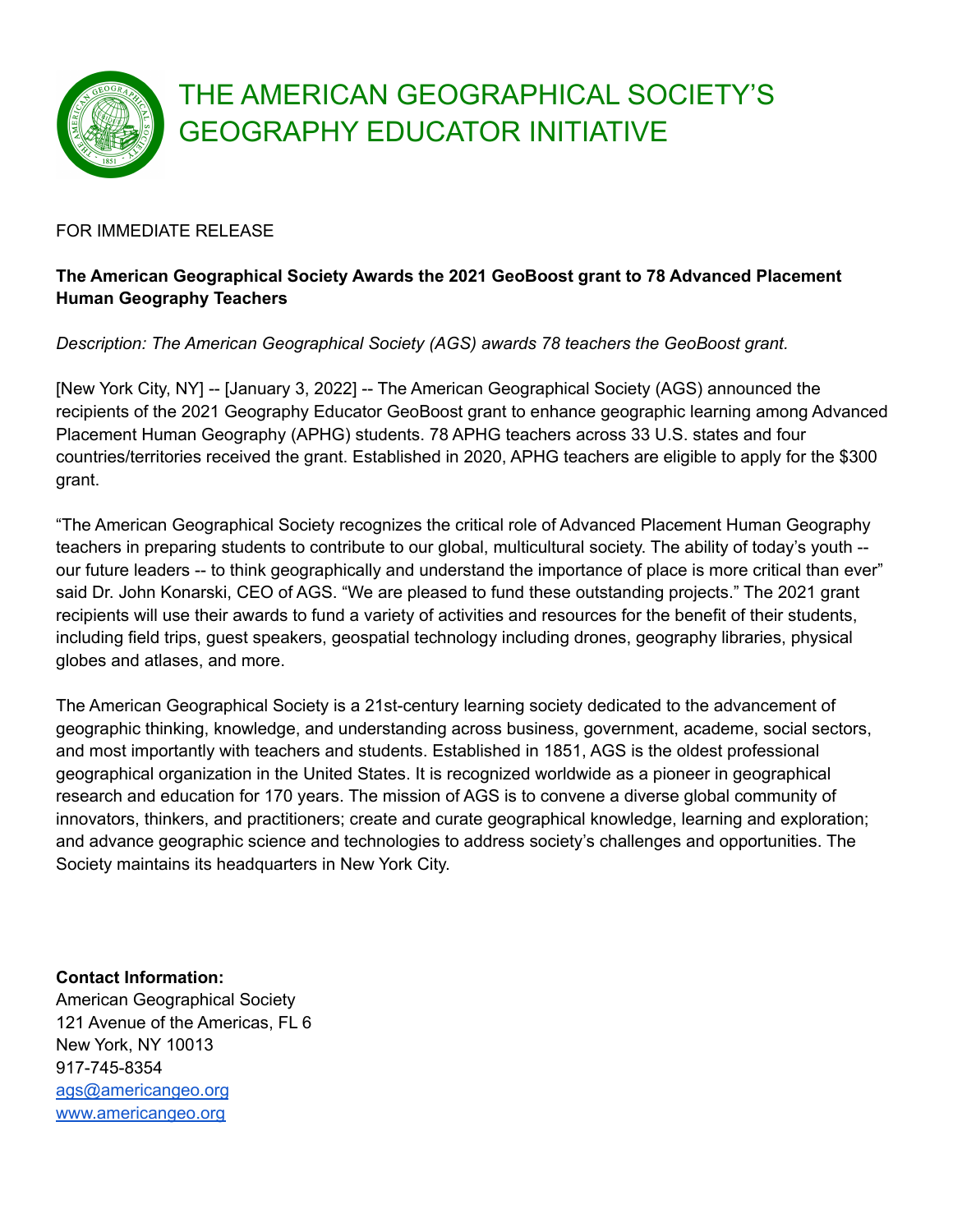# THE AMERICAN GEOGRAPHICAL SOCIETY'S GEOGRAPHY EDUCATOR INITIATIVE

FOR IMMEDIATE RELEASE

**The American Geographical Society Awards the 2021 GeoBoost grant to 78 Advanced Placement Human Geography Teachers**

*Description: The American Geographical Society (AGS) awards 78 teachers the GeoBoost grant.*

[New York City, NY] -- [January 3, 2022] -- The American Geographical Society (AGS) announced the recipients of the 2021 Geography Educator GeoBoost grant to enhance geographic learning among Advanced Placement Human Geography (APHG) students. 78 APHG teachers across 33 U.S. states and four countries/territories received the grant. Established in 2020, APHG teachers are eligible to apply for the $300 grant.

"The American Geographical Society recognizes the critical role of Advanced Placement Human Geography teachers in preparing students to contribute to our global, multicultural society. The ability of today's youth -- our future leaders -- to think geographically and understand the importance of place is more critical than ever" said Dr. John Konarski, CEO of AGS. "We are pleased to fund these outstanding projects." The 2021 grant recipients will use their awards to fund a variety of activities and resources for the benefit of their students, including field trips, guest speakers, geospatial technology including drones, geography libraries, physical globes and atlases, and more.

The American Geographical Society is a 21st-century learning society dedicated to the advancement of geographic thinking, knowledge, and understanding across business, government, academe, social sectors, and most importantly with teachers and students. Established in 1851, AGS is the oldest professional geographical organization in the United States. It is recognized worldwide as a pioneer in geographical research and education for 170 years. The mission of AGS is to convene a diverse global community of innovators, thinkers, and practitioners; create and curate geographical knowledge, learning and exploration; and advance geographic science and technologies to address society's challenges and opportunities. The Society maintains its headquarters in New York City.

**Contact Information:**
American Geographical Society
121 Avenue of the Americas, FL 6
New York, NY 10013
917-745-8354
ags@americangeo.org
www.americangeo.org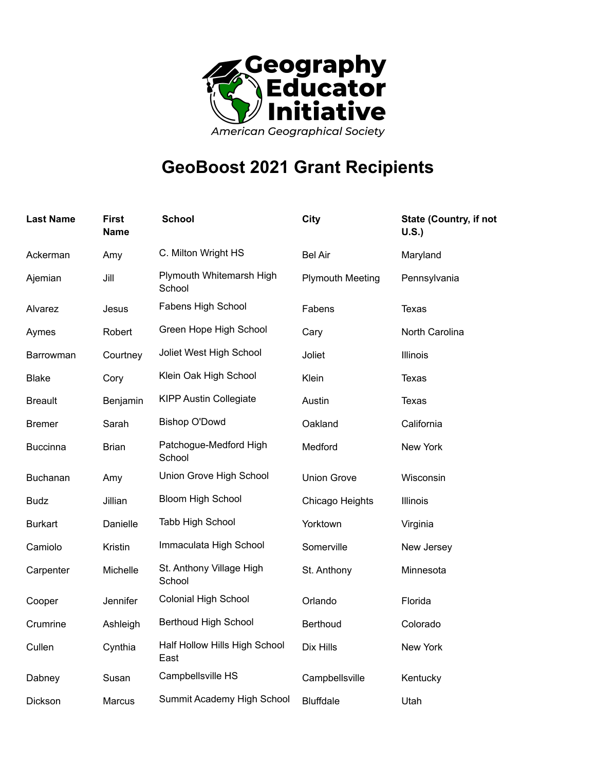Geography Educator Initiative

*American Geographical Society*

# GeoBoost 2021 Grant Recipients

| Last Name | First Name | School | City | State (Country, if not U.S.) |
|---|---|---|---|---|
| Ackerman | Amy | C. Milton Wright HS | Bel Air | Maryland |
| Ajemian | Jill | Plymouth Whitemarsh High School | Plymouth Meeting | Pennsylvania |
| Alvarez | Jesus | Fabens High School | Fabens | Texas |
| Aymes | Robert | Green Hope High School | Cary | North Carolina |
| Barrowman | Courtney | Joliet West High School | Joliet | Illinois |
| Blake | Cory | Klein Oak High School | Klein | Texas |
| Breault | Benjamin | KIPP Austin Collegiate | Austin | Texas |
| Bremer | Sarah | Bishop O'Dowd | Oakland | California |
| Buccinna | Brian | Patchogue-Medford High School | Medford | New York |
| Buchanan | Amy | Union Grove High School | Union Grove | Wisconsin |
| Budz | Jillian | Bloom High School | Chicago Heights | Illinois |
| Burkart | Danielle | Tabb High School | Yorktown | Virginia |
| Camiolo | Kristin | Immaculata High School | Somerville | New Jersey |
| Carpenter | Michelle | St. Anthony Village High School | St. Anthony | Minnesota |
| Cooper | Jennifer | Colonial High School | Orlando | Florida |
| Crumrine | Ashleigh | Berthoud High School | Berthoud | Colorado |
| Cullen | Cynthia | Half Hollow Hills High School East | Dix Hills | New York |
| Dabney | Susan | Campbellsville HS | Campbellsville | Kentucky |
| Dickson | Marcus | Summit Academy High School | Bluffdale | Utah |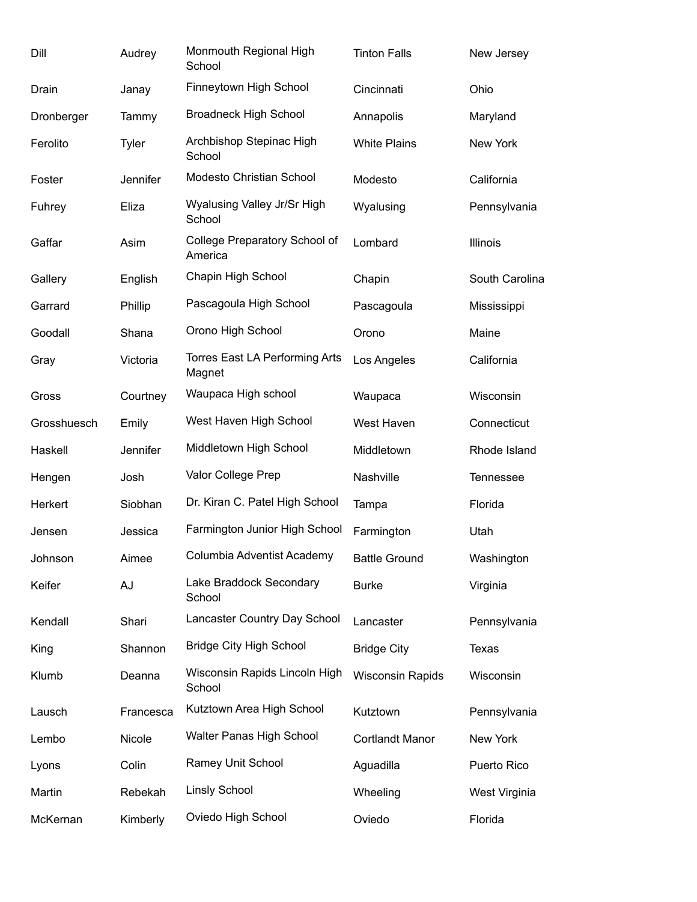| | | | | |
|---|---|---|---|---|
| Dill | Audrey | Monmouth Regional High School | Tinton Falls | New Jersey |
| Drain | Janay | Finneytown High School | Cincinnati | Ohio |
| Dronberger | Tammy | Broadneck High School | Annapolis | Maryland |
| Ferolito | Tyler | Archbishop Stepinac High School | White Plains | New York |
| Foster | Jennifer | Modesto Christian School | Modesto | California |
| Fuhrey | Eliza | Wyalusing Valley Jr/Sr High School | Wyalusing | Pennsylvania |
| Gaffar | Asim | College Preparatory School of America | Lombard | Illinois |
| Gallery | English | Chapin High School | Chapin | South Carolina |
| Garrard | Phillip | Pascagoula High School | Pascagoula | Mississippi |
| Goodall | Shana | Orono High School | Orono | Maine |
| Gray | Victoria | Torres East LA Performing Arts Magnet | Los Angeles | California |
| Gross | Courtney | Waupaca High school | Waupaca | Wisconsin |
| Grosshuesch | Emily | West Haven High School | West Haven | Connecticut |
| Haskell | Jennifer | Middletown High School | Middletown | Rhode Island |
| Hengen | Josh | Valor College Prep | Nashville | Tennessee |
| Herkert | Siobhan | Dr. Kiran C. Patel High School | Tampa | Florida |
| Jensen | Jessica | Farmington Junior High School | Farmington | Utah |
| Johnson | Aimee | Columbia Adventist Academy | Battle Ground | Washington |
| Keifer | AJ | Lake Braddock Secondary School | Burke | Virginia |
| Kendall | Shari | Lancaster Country Day School | Lancaster | Pennsylvania |
| King | Shannon | Bridge City High School | Bridge City | Texas |
| Klumb | Deanna | Wisconsin Rapids Lincoln High School | Wisconsin Rapids | Wisconsin |
| Lausch | Francesca | Kutztown Area High School | Kutztown | Pennsylvania |
| Lembo | Nicole | Walter Panas High School | Cortlandt Manor | New York |
| Lyons | Colin | Ramey Unit School | Aguadilla | Puerto Rico |
| Martin | Rebekah | Linsly School | Wheeling | West Virginia |
| McKernan | Kimberly | Oviedo High School | Oviedo | Florida |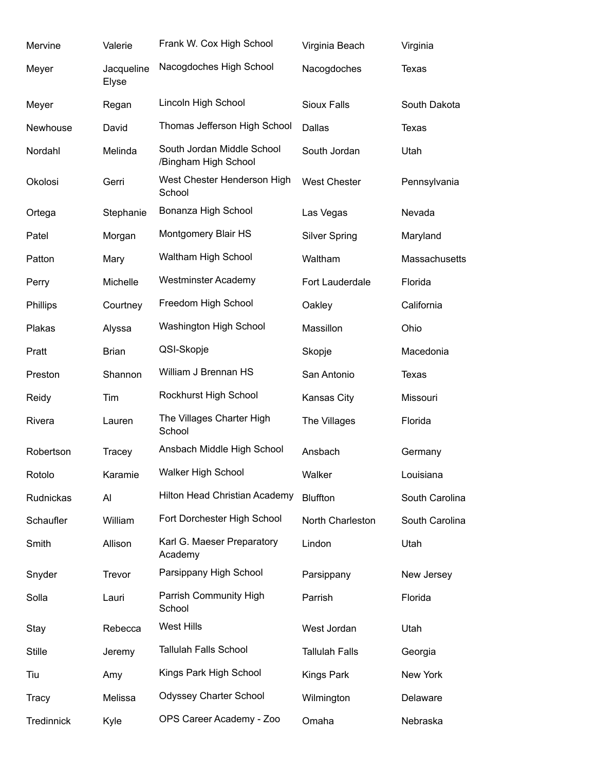| | | | | |
|---|---|---|---|---|
| Mervine | Valerie | Frank W. Cox High School | Virginia Beach | Virginia |
| Meyer | Jacqueline Elyse | Nacogdoches High School | Nacogdoches | Texas |
| Meyer | Regan | Lincoln High School | Sioux Falls | South Dakota |
| Newhouse | David | Thomas Jefferson High School | Dallas | Texas |
| Nordahl | Melinda | South Jordan Middle School /Bingham High School | South Jordan | Utah |
| Okolosi | Gerri | West Chester Henderson High School | West Chester | Pennsylvania |
| Ortega | Stephanie | Bonanza High School | Las Vegas | Nevada |
| Patel | Morgan | Montgomery Blair HS | Silver Spring | Maryland |
| Patton | Mary | Waltham High School | Waltham | Massachusetts |
| Perry | Michelle | Westminster Academy | Fort Lauderdale | Florida |
| Phillips | Courtney | Freedom High School | Oakley | California |
| Plakas | Alyssa | Washington High School | Massillon | Ohio |
| Pratt | Brian | QSI-Skopje | Skopje | Macedonia |
| Preston | Shannon | William J Brennan HS | San Antonio | Texas |
| Reidy | Tim | Rockhurst High School | Kansas City | Missouri |
| Rivera | Lauren | The Villages Charter High School | The Villages | Florida |
| Robertson | Tracey | Ansbach Middle High School | Ansbach | Germany |
| Rotolo | Karamie | Walker High School | Walker | Louisiana |
| Rudnickas | Al | Hilton Head Christian Academy | Bluffton | South Carolina |
| Schaufler | William | Fort Dorchester High School | North Charleston | South Carolina |
| Smith | Allison | Karl G. Maeser Preparatory Academy | Lindon | Utah |
| Snyder | Trevor | Parsippany High School | Parsippany | New Jersey |
| Solla | Lauri | Parrish Community High School | Parrish | Florida |
| Stay | Rebecca | West Hills | West Jordan | Utah |
| Stille | Jeremy | Tallulah Falls School | Tallulah Falls | Georgia |
| Tiu | Amy | Kings Park High School | Kings Park | New York |
| Tracy | Melissa | Odyssey Charter School | Wilmington | Delaware |
| Tredinnick | Kyle | OPS Career Academy - Zoo | Omaha | Nebraska |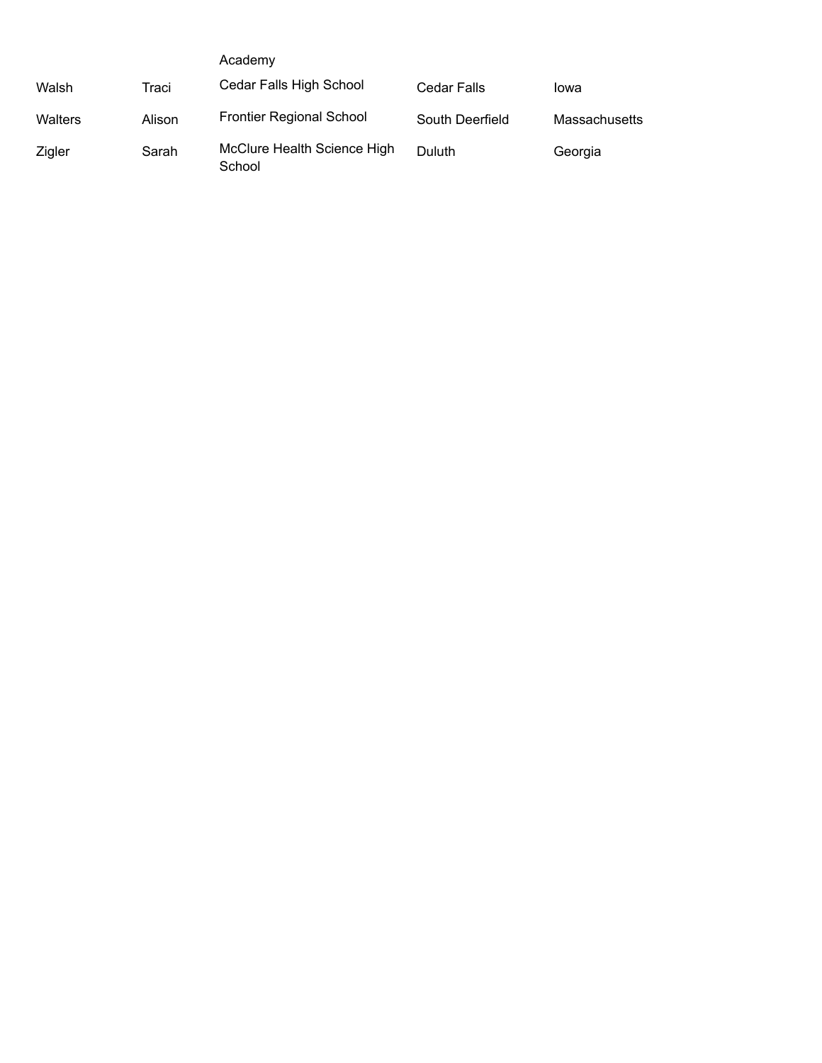| | | | | |
|---|---|---|---|---|
| | | Academy | | |
| Walsh | Traci | Cedar Falls High School | Cedar Falls | Iowa |
| Walters | Alison | Frontier Regional School | South Deerfield | Massachusetts |
| Zigler | Sarah | McClure Health Science High School | Duluth | Georgia |